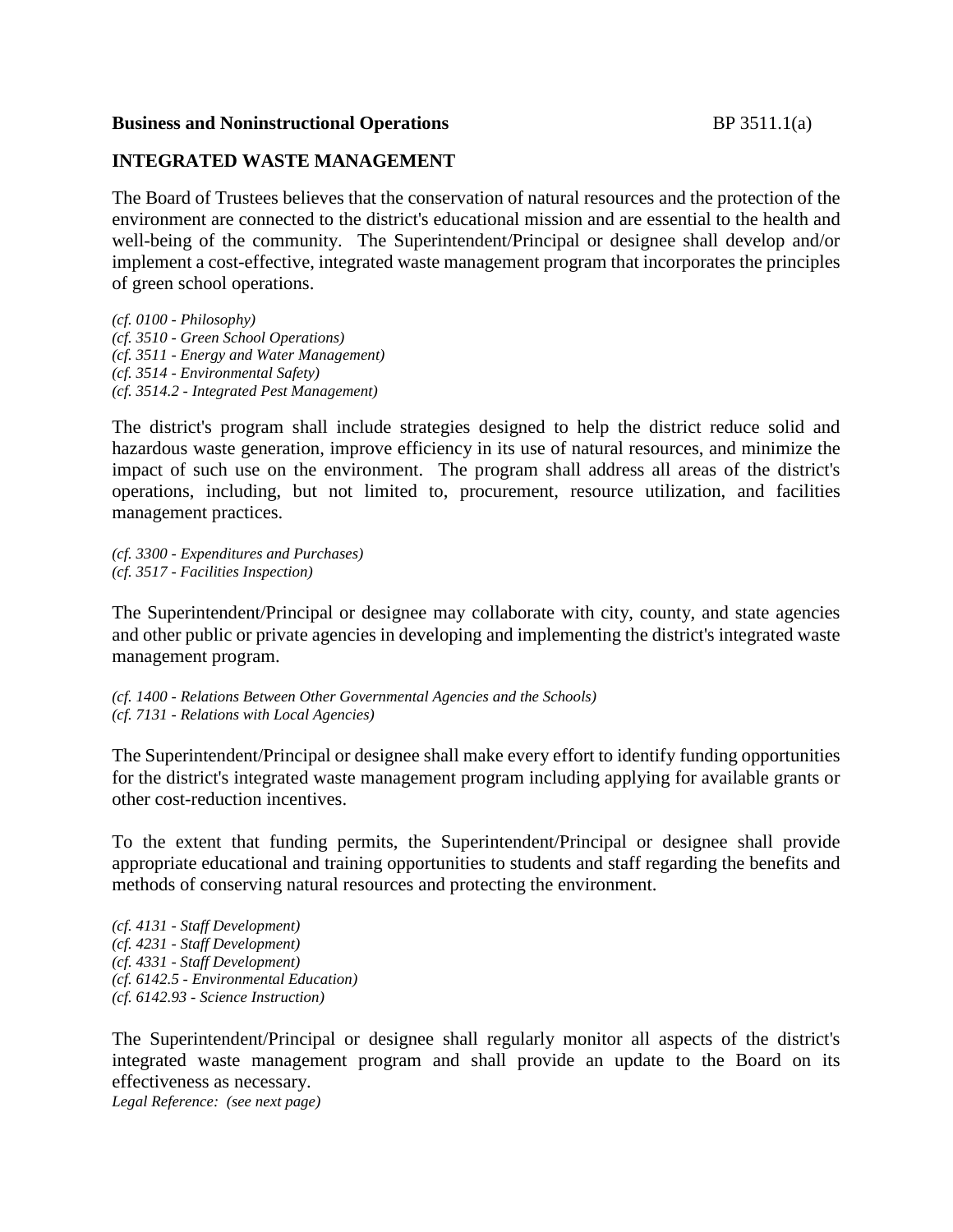**Business and Noninstructional Operations** BP 3511.1(a)

## INTEGRATED WASTE MANAGEMENT

The Board of Trustees believes that the conservation of natural resources and the protection of the environment are connected to the district's educational mission and are essential to the health and well-being of the community. The Superintendent/Principal or designee shall develop and/or implement a cost-effective, integrated waste management program that incorporates the principles of green school operations.

*(cf. 0100 - Philosophy)*
*(cf. 3510 - Green School Operations)*
*(cf. 3511 - Energy and Water Management)*
*(cf. 3514 - Environmental Safety)*
*(cf. 3514.2 - Integrated Pest Management)*

The district's program shall include strategies designed to help the district reduce solid and hazardous waste generation, improve efficiency in its use of natural resources, and minimize the impact of such use on the environment. The program shall address all areas of the district's operations, including, but not limited to, procurement, resource utilization, and facilities management practices.

*(cf. 3300 - Expenditures and Purchases)*
*(cf. 3517 - Facilities Inspection)*

The Superintendent/Principal or designee may collaborate with city, county, and state agencies and other public or private agencies in developing and implementing the district's integrated waste management program.

*(cf. 1400 - Relations Between Other Governmental Agencies and the Schools)*
*(cf. 7131 - Relations with Local Agencies)*

The Superintendent/Principal or designee shall make every effort to identify funding opportunities for the district's integrated waste management program including applying for available grants or other cost-reduction incentives.

To the extent that funding permits, the Superintendent/Principal or designee shall provide appropriate educational and training opportunities to students and staff regarding the benefits and methods of conserving natural resources and protecting the environment.

*(cf. 4131 - Staff Development)*
*(cf. 4231 - Staff Development)*
*(cf. 4331 - Staff Development)*
*(cf. 6142.5 - Environmental Education)*
*(cf. 6142.93 - Science Instruction)*

The Superintendent/Principal or designee shall regularly monitor all aspects of the district's integrated waste management program and shall provide an update to the Board on its effectiveness as necessary.

*Legal Reference: (see next page)*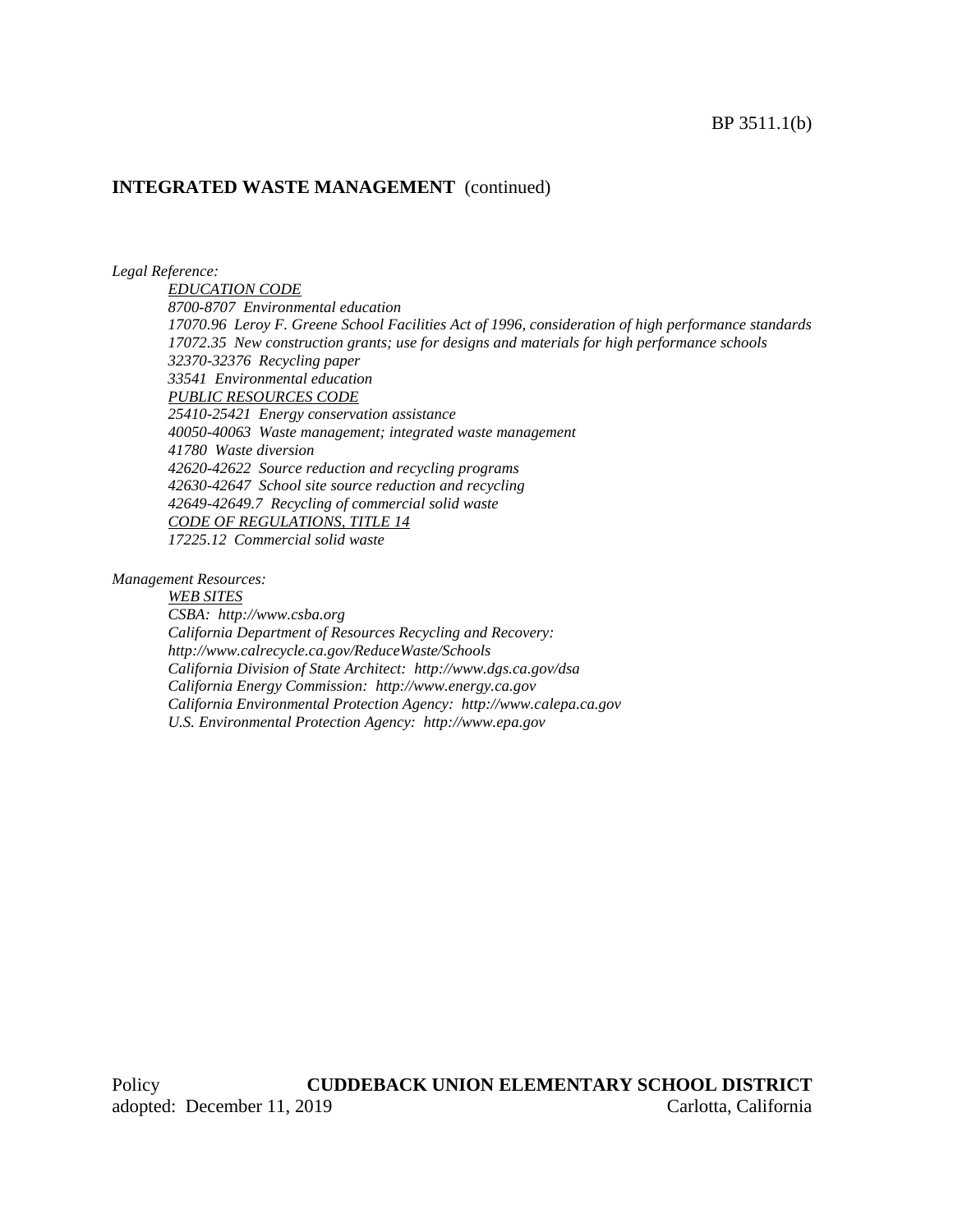**INTEGRATED WASTE MANAGEMENT** (continued)

*Legal Reference:*

*EDUCATION CODE*
*8700-8707 Environmental education*
*17070.96 Leroy F. Greene School Facilities Act of 1996, consideration of high performance standards*
*17072.35 New construction grants; use for designs and materials for high performance schools*
*32370-32376 Recycling paper*
*33541 Environmental education*
*PUBLIC RESOURCES CODE*
*25410-25421 Energy conservation assistance*
*40050-40063 Waste management; integrated waste management*
*41780 Waste diversion*
*42620-42622 Source reduction and recycling programs*
*42630-42647 School site source reduction and recycling*
*42649-42649.7 Recycling of commercial solid waste*
*CODE OF REGULATIONS, TITLE 14*
*17225.12 Commercial solid waste*

*Management Resources:*

*WEB SITES*
*CSBA: http://www.csba.org*
*California Department of Resources Recycling and Recovery: http://www.calrecycle.ca.gov/ReduceWaste/Schools*
*California Division of State Architect: http://www.dgs.ca.gov/dsa*
*California Energy Commission: http://www.energy.ca.gov*
*California Environmental Protection Agency: http://www.calepa.ca.gov*
*U.S. Environmental Protection Agency: http://www.epa.gov*

Policy **CUDDEBACK UNION ELEMENTARY SCHOOL DISTRICT**
adopted: December 11, 2019 Carlotta, California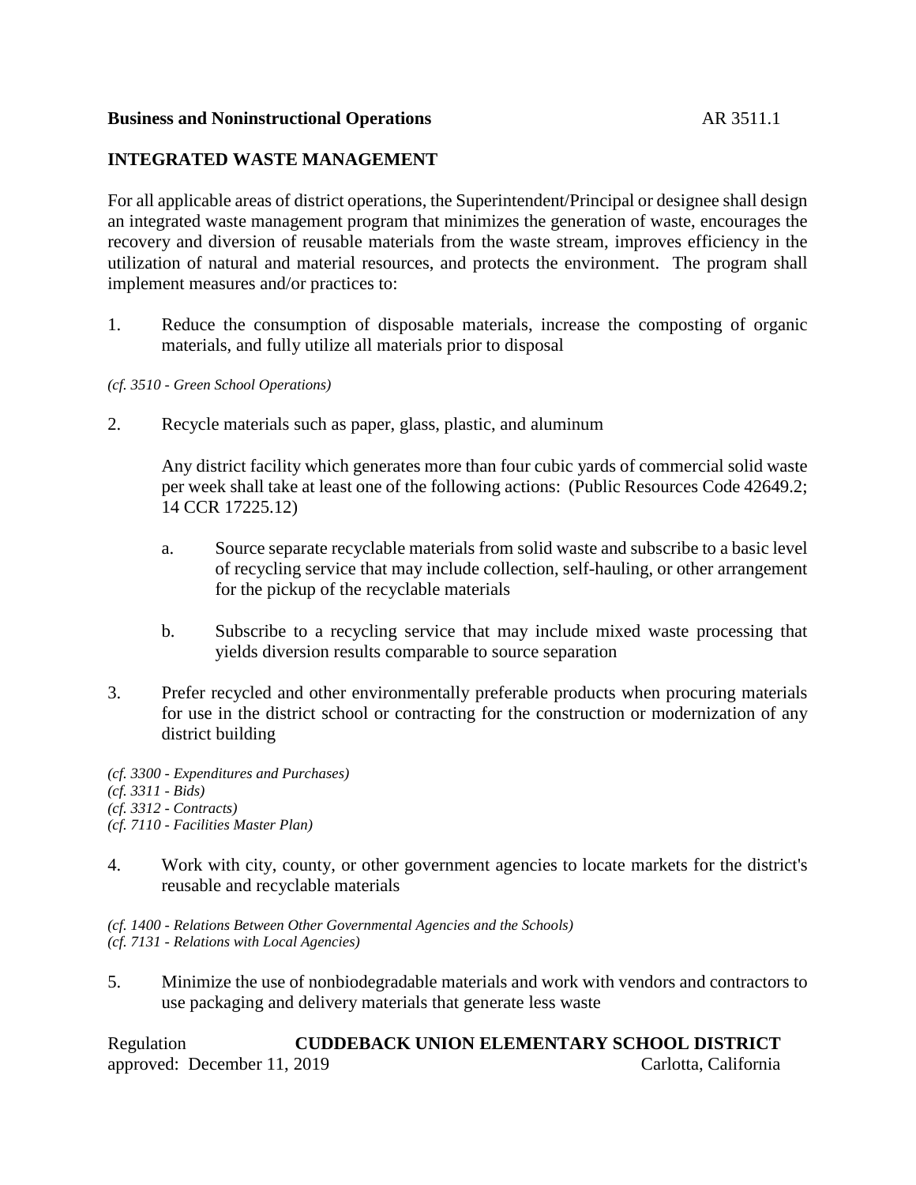**Business and Noninstructional Operations** AR 3511.1

## INTEGRATED WASTE MANAGEMENT

For all applicable areas of district operations, the Superintendent/Principal or designee shall design an integrated waste management program that minimizes the generation of waste, encourages the recovery and diversion of reusable materials from the waste stream, improves efficiency in the utilization of natural and material resources, and protects the environment. The program shall implement measures and/or practices to:

1. Reduce the consumption of disposable materials, increase the composting of organic materials, and fully utilize all materials prior to disposal

*(cf. 3510 - Green School Operations)*

2. Recycle materials such as paper, glass, plastic, and aluminum

   Any district facility which generates more than four cubic yards of commercial solid waste per week shall take at least one of the following actions: (Public Resources Code 42649.2; 14 CCR 17225.12)

   a. Source separate recyclable materials from solid waste and subscribe to a basic level of recycling service that may include collection, self-hauling, or other arrangement for the pickup of the recyclable materials

   b. Subscribe to a recycling service that may include mixed waste processing that yields diversion results comparable to source separation

3. Prefer recycled and other environmentally preferable products when procuring materials for use in the district school or contracting for the construction or modernization of any district building

*(cf. 3300 - Expenditures and Purchases)*
*(cf. 3311 - Bids)*
*(cf. 3312 - Contracts)*
*(cf. 7110 - Facilities Master Plan)*

4. Work with city, county, or other government agencies to locate markets for the district's reusable and recyclable materials

*(cf. 1400 - Relations Between Other Governmental Agencies and the Schools)*
*(cf. 7131 - Relations with Local Agencies)*

5. Minimize the use of nonbiodegradable materials and work with vendors and contractors to use packaging and delivery materials that generate less waste

Regulation **CUDDEBACK UNION ELEMENTARY SCHOOL DISTRICT**
approved: December 11, 2019 Carlotta, California